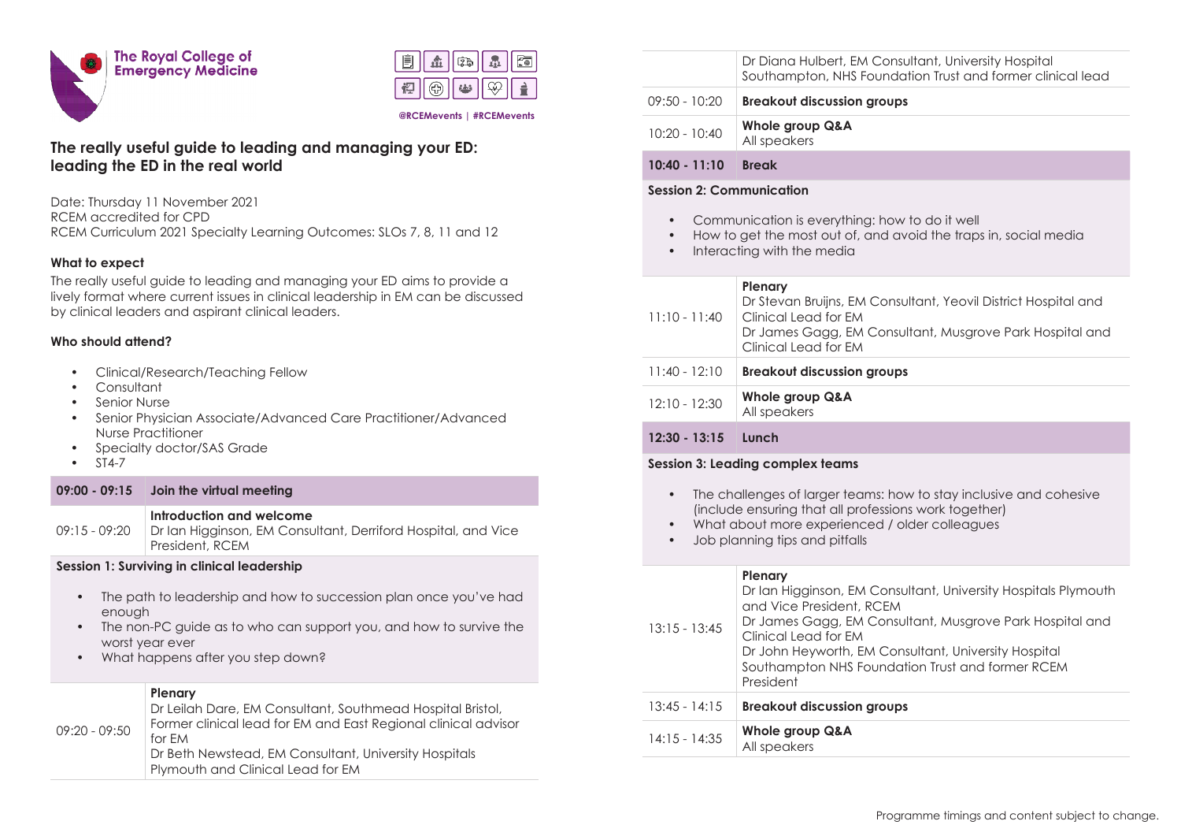The Royal College of Emergency Medicine

@RCEMevents | #RCEMevents

# The really useful guide to leading and managing your ED: leading the ED in the real world

Date: Thursday 11 November 2021
RCEM accredited for CPD
RCEM Curriculum 2021 Specialty Learning Outcomes: SLOs 7, 8, 11 and 12

### What to expect

The really useful guide to leading and managing your ED aims to provide a lively format where current issues in clinical leadership in EM can be discussed by clinical leaders and aspirant clinical leaders.

### Who should attend?

- Clinical/Research/Teaching Fellow
- Consultant
- Senior Nurse
- Senior Physician Associate/Advanced Care Practitioner/Advanced Nurse Practitioner
- Specialty doctor/SAS Grade
- ST4-7

| Time | Programme |
|---|---|
| **09:00 - 09:15** | **Join the virtual meeting** |
| 09:15 - 09:20 | **Introduction and welcome**<br>Dr Ian Higginson, EM Consultant, Derriford Hospital, and Vice President, RCEM |
| **Session 1: Surviving in clinical leadership** | • The path to leadership and how to succession plan once you've had enough<br>• The non-PC guide as to who can support you, and how to survive the worst year ever<br>• What happens after you step down? |
| 09:20 - 09:50 | **Plenary**<br>Dr Leilah Dare, EM Consultant, Southmead Hospital Bristol, Former clinical lead for EM and East Regional clinical advisor for EM<br>Dr Beth Newstead, EM Consultant, University Hospitals Plymouth and Clinical Lead for EM<br>Dr Diana Hulbert, EM Consultant, University Hospital Southampton, NHS Foundation Trust and former clinical lead |
| 09:50 - 10:20 | **Breakout discussion groups** |
| 10:20 - 10:40 | **Whole group Q&A**<br>All speakers |
| **10:40 - 11:10** | **Break** |
| **Session 2: Communication** | • Communication is everything: how to do it well<br>• How to get the most out of, and avoid the traps in, social media<br>• Interacting with the media |
| 11:10 - 11:40 | **Plenary**<br>Dr Stevan Bruijns, EM Consultant, Yeovil District Hospital and Clinical Lead for EM<br>Dr James Gagg, EM Consultant, Musgrove Park Hospital and Clinical Lead for EM |
| 11:40 - 12:10 | **Breakout discussion groups** |
| 12:10 - 12:30 | **Whole group Q&A**<br>All speakers |
| **12:30 - 13:15** | **Lunch** |
| **Session 3: Leading complex teams** | • The challenges of larger teams: how to stay inclusive and cohesive (include ensuring that all professions work together)<br>• What about more experienced / older colleagues<br>• Job planning tips and pitfalls |
| 13:15 - 13:45 | **Plenary**<br>Dr Ian Higginson, EM Consultant, University Hospitals Plymouth and Vice President, RCEM<br>Dr James Gagg, EM Consultant, Musgrove Park Hospital and Clinical Lead for EM<br>Dr John Heyworth, EM Consultant, University Hospital Southampton NHS Foundation Trust and former RCEM President |
| 13:45 - 14:15 | **Breakout discussion groups** |
| 14:15 - 14:35 | **Whole group Q&A**<br>All speakers |

Programme timings and content subject to change.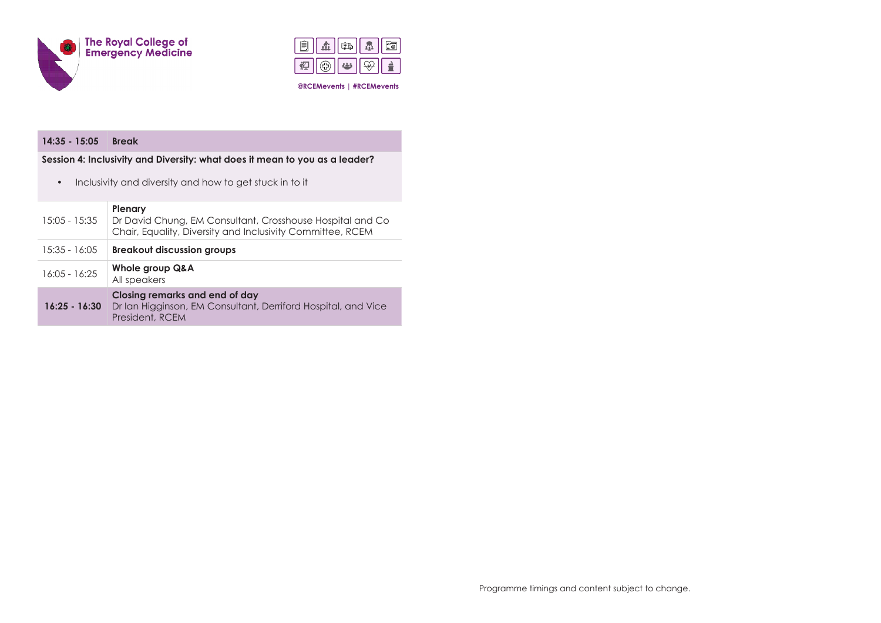| | |
|---|---|
| **14:35 - 15:05** | **Break** |
| **Session 4: Inclusivity and Diversity: what does it mean to you as a leader?** <br> • Inclusivity and diversity and how to get stuck in to it | |
| 15:05 - 15:35 | **Plenary** <br> Dr David Chung, EM Consultant, Crosshouse Hospital and Co Chair, Equality, Diversity and Inclusivity Committee, RCEM |
| 15:35 - 16:05 | **Breakout discussion groups** |
| 16:05 - 16:25 | **Whole group Q&A** <br> All speakers |
| **16:25 - 16:30** | **Closing remarks and end of day** <br> Dr Ian Higginson, EM Consultant, Derriford Hospital, and Vice President, RCEM |

Programme timings and content subject to change.